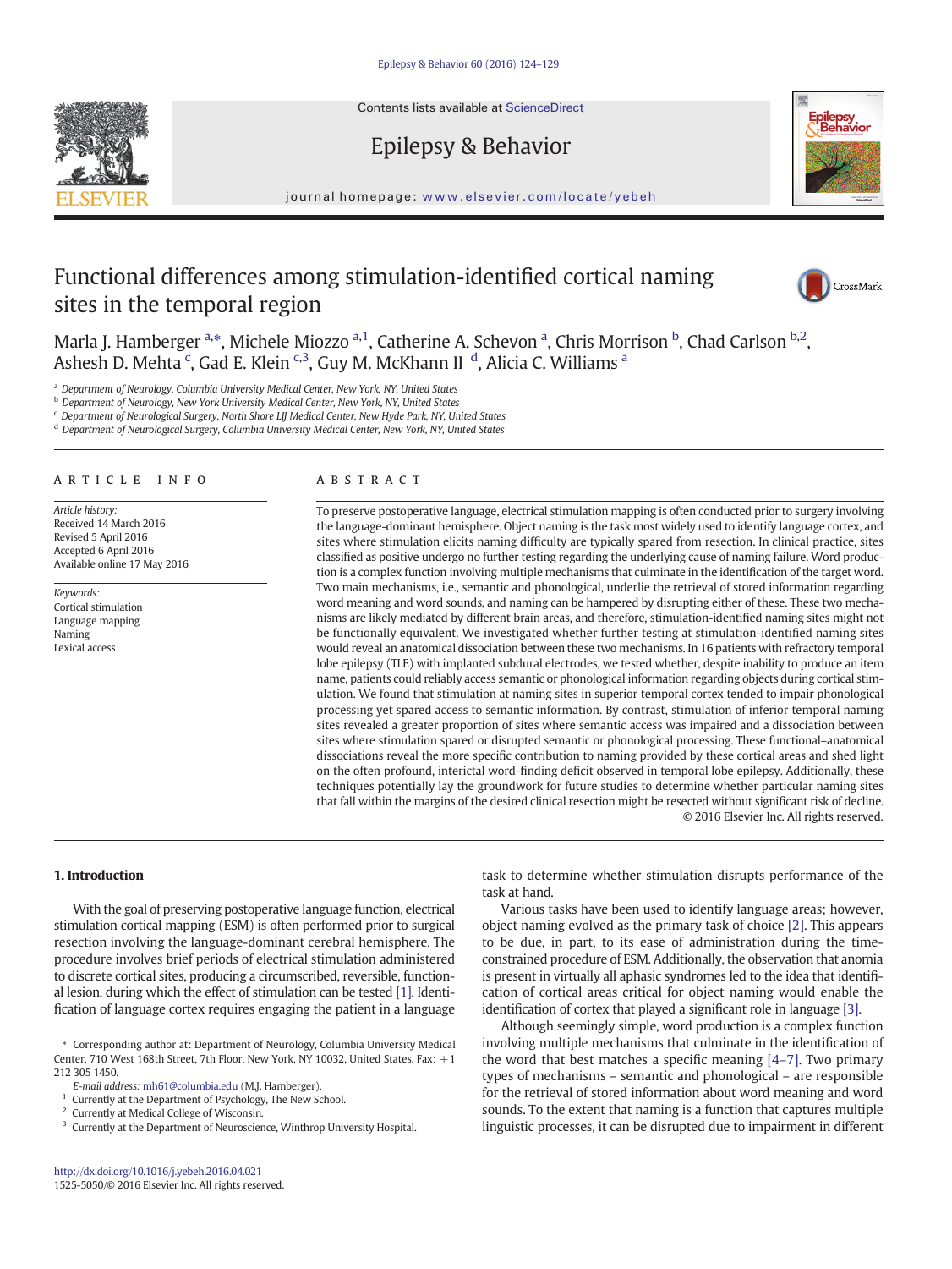# Functional differences among stimulation-identified cortical naming sites in the temporal region

Marla J. Hamberger [a,*], Michele Miozzo [a,1], Catherine A. Schevon [a], Chris Morrison [b], Chad Carlson [b,2], Ashesh D. Mehta [c], Gad E. Klein [c,3], Guy M. McKhann II [d], Alicia C. Williams [a]

[a] Department of Neurology, Columbia University Medical Center, New York, NY, United States
[b] Department of Neurology, New York University Medical Center, New York, NY, United States
[c] Department of Neurological Surgery, North Shore LIJ Medical Center, New Hyde Park, NY, United States
[d] Department of Neurological Surgery, Columbia University Medical Center, New York, NY, United States

## ARTICLE INFO

*Article history:*
Received 14 March 2016
Revised 5 April 2016
Accepted 6 April 2016
Available online 17 May 2016

*Keywords:*
Cortical stimulation
Language mapping
Naming
Lexical access

## ABSTRACT

To preserve postoperative language, electrical stimulation mapping is often conducted prior to surgery involving the language-dominant hemisphere. Object naming is the task most widely used to identify language cortex, and sites where stimulation elicits naming difficulty are typically spared from resection. In clinical practice, sites classified as positive undergo no further testing regarding the underlying cause of naming failure. Word production is a complex function involving multiple mechanisms that culminate in the identification of the target word. Two main mechanisms, i.e., semantic and phonological, underlie the retrieval of stored information regarding word meaning and word sounds, and naming can be hampered by disrupting either of these. These two mechanisms are likely mediated by different brain areas, and therefore, stimulation-identified naming sites might not be functionally equivalent. We investigated whether further testing at stimulation-identified naming sites would reveal an anatomical dissociation between these two mechanisms. In 16 patients with refractory temporal lobe epilepsy (TLE) with implanted subdural electrodes, we tested whether, despite inability to produce an item name, patients could reliably access semantic or phonological information regarding objects during cortical stimulation. We found that stimulation at naming sites in superior temporal cortex tended to impair phonological processing yet spared access to semantic information. By contrast, stimulation of inferior temporal naming sites revealed a greater proportion of sites where semantic access was impaired and a dissociation between sites where stimulation spared or disrupted semantic or phonological processing. These functional–anatomical dissociations reveal the more specific contribution to naming provided by these cortical areas and shed light on the often profound, interictal word-finding deficit observed in temporal lobe epilepsy. Additionally, these techniques potentially lay the groundwork for future studies to determine whether particular naming sites that fall within the margins of the desired clinical resection might be resected without significant risk of decline.

© 2016 Elsevier Inc. All rights reserved.

## 1. Introduction

With the goal of preserving postoperative language function, electrical stimulation cortical mapping (ESM) is often performed prior to surgical resection involving the language-dominant cerebral hemisphere. The procedure involves brief periods of electrical stimulation administered to discrete cortical sites, producing a circumscribed, reversible, functional lesion, during which the effect of stimulation can be tested [1]. Identification of language cortex requires engaging the patient in a language task to determine whether stimulation disrupts performance of the task at hand.

Various tasks have been used to identify language areas; however, object naming evolved as the primary task of choice [2]. This appears to be due, in part, to its ease of administration during the time-constrained procedure of ESM. Additionally, the observation that anomia is present in virtually all aphasic syndromes led to the idea that identification of cortical areas critical for object naming would enable the identification of cortex that played a significant role in language [3].

Although seemingly simple, word production is a complex function involving multiple mechanisms that culminate in the identification of the word that best matches a specific meaning [4–7]. Two primary types of mechanisms – semantic and phonological – are responsible for the retrieval of stored information about word meaning and word sounds. To the extent that naming is a function that captures multiple linguistic processes, it can be disrupted due to impairment in different

* Corresponding author at: Department of Neurology, Columbia University Medical Center, 710 West 168th Street, 7th Floor, New York, NY 10032, United States. Fax: +1 212 305 1450.
*E-mail address:* mh61@columbia.edu (M.J. Hamberger).
[1] Currently at the Department of Psychology, The New School.
[2] Currently at Medical College of Wisconsin.
[3] Currently at the Department of Neuroscience, Winthrop University Hospital.

http://dx.doi.org/10.1016/j.yebeh.2016.04.021
1525-5050/© 2016 Elsevier Inc. All rights reserved.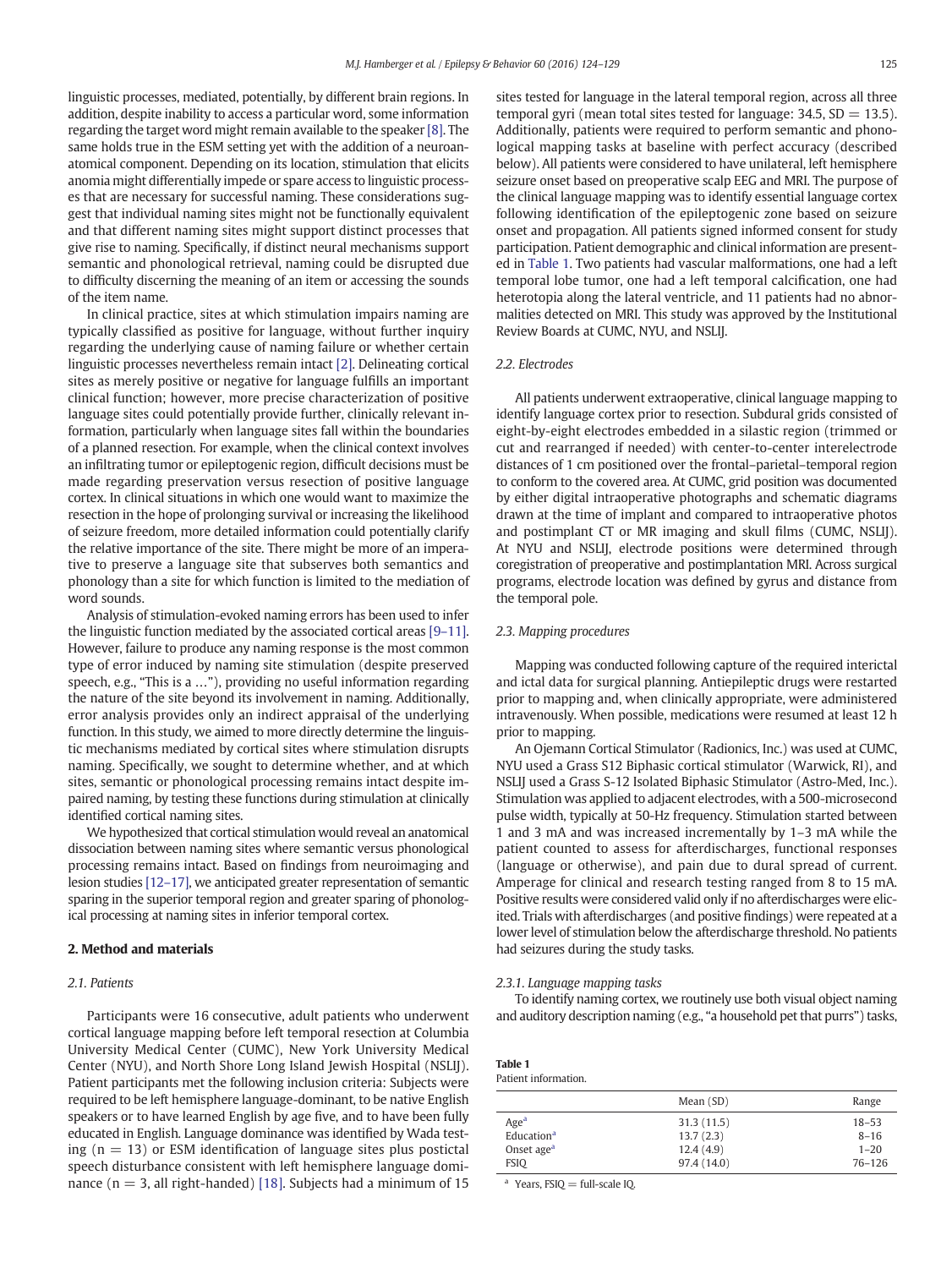linguistic processes, mediated, potentially, by different brain regions. In addition, despite inability to access a particular word, some information regarding the target word might remain available to the speaker [8]. The same holds true in the ESM setting yet with the addition of a neuroanatomical component. Depending on its location, stimulation that elicits anomia might differentially impede or spare access to linguistic processes that are necessary for successful naming. These considerations suggest that individual naming sites might not be functionally equivalent and that different naming sites might support distinct processes that give rise to naming. Specifically, if distinct neural mechanisms support semantic and phonological retrieval, naming could be disrupted due to difficulty discerning the meaning of an item or accessing the sounds of the item name.

In clinical practice, sites at which stimulation impairs naming are typically classified as positive for language, without further inquiry regarding the underlying cause of naming failure or whether certain linguistic processes nevertheless remain intact [2]. Delineating cortical sites as merely positive or negative for language fulfills an important clinical function; however, more precise characterization of positive language sites could potentially provide further, clinically relevant information, particularly when language sites fall within the boundaries of a planned resection. For example, when the clinical context involves an infiltrating tumor or epileptogenic region, difficult decisions must be made regarding preservation versus resection of positive language cortex. In clinical situations in which one would want to maximize the resection in the hope of prolonging survival or increasing the likelihood of seizure freedom, more detailed information could potentially clarify the relative importance of the site. There might be more of an imperative to preserve a language site that subserves both semantics and phonology than a site for which function is limited to the mediation of word sounds.

Analysis of stimulation-evoked naming errors has been used to infer the linguistic function mediated by the associated cortical areas [9–11]. However, failure to produce any naming response is the most common type of error induced by naming site stimulation (despite preserved speech, e.g., "This is a …"), providing no useful information regarding the nature of the site beyond its involvement in naming. Additionally, error analysis provides only an indirect appraisal of the underlying function. In this study, we aimed to more directly determine the linguistic mechanisms mediated by cortical sites where stimulation disrupts naming. Specifically, we sought to determine whether, and at which sites, semantic or phonological processing remains intact despite impaired naming, by testing these functions during stimulation at clinically identified cortical naming sites.

We hypothesized that cortical stimulation would reveal an anatomical dissociation between naming sites where semantic versus phonological processing remains intact. Based on findings from neuroimaging and lesion studies [12–17], we anticipated greater representation of semantic sparing in the superior temporal region and greater sparing of phonological processing at naming sites in inferior temporal cortex.

## 2. Method and materials

### 2.1. Patients

Participants were 16 consecutive, adult patients who underwent cortical language mapping before left temporal resection at Columbia University Medical Center (CUMC), New York University Medical Center (NYU), and North Shore Long Island Jewish Hospital (NSLIJ). Patient participants met the following inclusion criteria: Subjects were required to be left hemisphere language-dominant, to be native English speakers or to have learned English by age five, and to have been fully educated in English. Language dominance was identified by Wada testing ($n = 13$) or ESM identification of language sites plus postictal speech disturbance consistent with left hemisphere language dominance ($n = 3$, all right-handed) [18]. Subjects had a minimum of 15 sites tested for language in the lateral temporal region, across all three temporal gyri (mean total sites tested for language: 34.5, $SD = 13.5$). Additionally, patients were required to perform semantic and phonological mapping tasks at baseline with perfect accuracy (described below). All patients were considered to have unilateral, left hemisphere seizure onset based on preoperative scalp EEG and MRI. The purpose of the clinical language mapping was to identify essential language cortex following identification of the epileptogenic zone based on seizure onset and propagation. All patients signed informed consent for study participation. Patient demographic and clinical information are presented in Table 1. Two patients had vascular malformations, one had a left temporal lobe tumor, one had a left temporal calcification, one had heterotopia along the lateral ventricle, and 11 patients had no abnormalities detected on MRI. This study was approved by the Institutional Review Boards at CUMC, NYU, and NSLIJ.

**Table 1**
Patient information.

| | Mean (SD) | Range |
|---|---|---|
| Age[a] | 31.3 (11.5) | 18–53 |
| Education[a] | 13.7 (2.3) | 8–16 |
| Onset age[a] | 12.4 (4.9) | 1–20 |
| FSIQ | 97.4 (14.0) | 76–126 |

[a] Years, FSIQ = full-scale IQ.

### 2.2. Electrodes

All patients underwent extraoperative, clinical language mapping to identify language cortex prior to resection. Subdural grids consisted of eight-by-eight electrodes embedded in a silastic region (trimmed or cut and rearranged if needed) with center-to-center interelectrode distances of 1 cm positioned over the frontal–parietal–temporal region to conform to the covered area. At CUMC, grid position was documented by either digital intraoperative photographs and schematic diagrams drawn at the time of implant and compared to intraoperative photos and postimplant CT or MR imaging and skull films (CUMC, NSLIJ). At NYU and NSLIJ, electrode positions were determined through coregistration of preoperative and postimplantation MRI. Across surgical programs, electrode location was defined by gyrus and distance from the temporal pole.

### 2.3. Mapping procedures

Mapping was conducted following capture of the required interictal and ictal data for surgical planning. Antiepileptic drugs were restarted prior to mapping and, when clinically appropriate, were administered intravenously. When possible, medications were resumed at least 12 h prior to mapping.

An Ojemann Cortical Stimulator (Radionics, Inc.) was used at CUMC, NYU used a Grass S12 Biphasic cortical stimulator (Warwick, RI), and NSLIJ used a Grass S-12 Isolated Biphasic Stimulator (Astro-Med, Inc.). Stimulation was applied to adjacent electrodes, with a 500-microsecond pulse width, typically at 50-Hz frequency. Stimulation started between 1 and 3 mA and was increased incrementally by 1–3 mA while the patient counted to assess for afterdischarges, functional responses (language or otherwise), and pain due to dural spread of current. Amperage for clinical and research testing ranged from 8 to 15 mA. Positive results were considered valid only if no afterdischarges were elicited. Trials with afterdischarges (and positive findings) were repeated at a lower level of stimulation below the afterdischarge threshold. No patients had seizures during the study tasks.

#### 2.3.1. Language mapping tasks

To identify naming cortex, we routinely use both visual object naming and auditory description naming (e.g., "a household pet that purrs") tasks,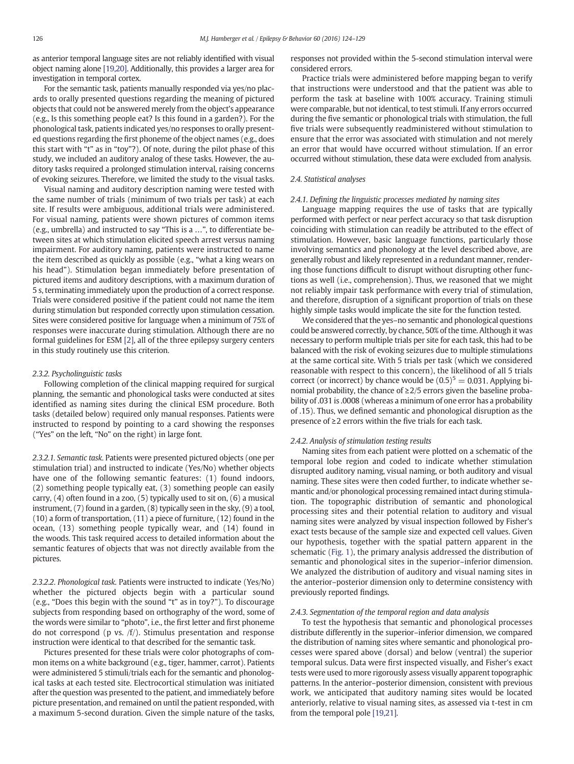as anterior temporal language sites are not reliably identified with visual object naming alone [19,20]. Additionally, this provides a larger area for investigation in temporal cortex.

For the semantic task, patients manually responded via yes/no placards to orally presented questions regarding the meaning of pictured objects that could not be answered merely from the object's appearance (e.g., Is this something people eat? Is this found in a garden?). For the phonological task, patients indicated yes/no responses to orally presented questions regarding the first phoneme of the object names (e.g., does this start with "t" as in "toy"?). Of note, during the pilot phase of this study, we included an auditory analog of these tasks. However, the auditory tasks required a prolonged stimulation interval, raising concerns of evoking seizures. Therefore, we limited the study to the visual tasks.

Visual naming and auditory description naming were tested with the same number of trials (minimum of two trials per task) at each site. If results were ambiguous, additional trials were administered. For visual naming, patients were shown pictures of common items (e.g., umbrella) and instructed to say "This is a …", to differentiate between sites at which stimulation elicited speech arrest versus naming impairment. For auditory naming, patients were instructed to name the item described as quickly as possible (e.g., "what a king wears on his head"). Stimulation began immediately before presentation of pictured items and auditory descriptions, with a maximum duration of 5 s, terminating immediately upon the production of a correct response. Trials were considered positive if the patient could not name the item during stimulation but responded correctly upon stimulation cessation. Sites were considered positive for language when a minimum of 75% of responses were inaccurate during stimulation. Although there are no formal guidelines for ESM [2], all of the three epilepsy surgery centers in this study routinely use this criterion.

*2.3.2. Psycholinguistic tasks*

Following completion of the clinical mapping required for surgical planning, the semantic and phonological tasks were conducted at sites identified as naming sites during the clinical ESM procedure. Both tasks (detailed below) required only manual responses. Patients were instructed to respond by pointing to a card showing the responses ("Yes" on the left, "No" on the right) in large font.

*2.3.2.1. Semantic task.* Patients were presented pictured objects (one per stimulation trial) and instructed to indicate (Yes/No) whether objects have one of the following semantic features: (1) found indoors, (2) something people typically eat, (3) something people can easily carry, (4) often found in a zoo, (5) typically used to sit on, (6) a musical instrument, (7) found in a garden, (8) typically seen in the sky, (9) a tool, (10) a form of transportation, (11) a piece of furniture, (12) found in the ocean, (13) something people typically wear, and (14) found in the woods. This task required access to detailed information about the semantic features of objects that was not directly available from the pictures.

*2.3.2.2. Phonological task.* Patients were instructed to indicate (Yes/No) whether the pictured objects begin with a particular sound (e.g., "Does this begin with the sound "t" as in toy?"). To discourage subjects from responding based on orthography of the word, some of the words were similar to "photo", i.e., the first letter and first phoneme do not correspond (p vs. /f/). Stimulus presentation and response instruction were identical to that described for the semantic task.

Pictures presented for these trials were color photographs of common items on a white background (e.g., tiger, hammer, carrot). Patients were administered 5 stimuli/trials each for the semantic and phonological tasks at each tested site. Electrocortical stimulation was initiated after the question was presented to the patient, and immediately before picture presentation, and remained on until the patient responded, with a maximum 5-second duration. Given the simple nature of the tasks, responses not provided within the 5-second stimulation interval were considered errors.

Practice trials were administered before mapping began to verify that instructions were understood and that the patient was able to perform the task at baseline with 100% accuracy. Training stimuli were comparable, but not identical, to test stimuli. If any errors occurred during the five semantic or phonological trials with stimulation, the full five trials were subsequently readministered without stimulation to ensure that the error was associated with stimulation and not merely an error that would have occurred without stimulation. If an error occurred without stimulation, these data were excluded from analysis.

## 2.4. Statistical analyses

*2.4.1. Defining the linguistic processes mediated by naming sites*

Language mapping requires the use of tasks that are typically performed with perfect or near perfect accuracy so that task disruption coinciding with stimulation can readily be attributed to the effect of stimulation. However, basic language functions, particularly those involving semantics and phonology at the level described above, are generally robust and likely represented in a redundant manner, rendering those functions difficult to disrupt without disrupting other functions as well (i.e., comprehension). Thus, we reasoned that we might not reliably impair task performance with every trial of stimulation, and therefore, disruption of a significant proportion of trials on these highly simple tasks would implicate the site for the function tested.

We considered that the yes–no semantic and phonological questions could be answered correctly, by chance, 50% of the time. Although it was necessary to perform multiple trials per site for each task, this had to be balanced with the risk of evoking seizures due to multiple stimulations at the same cortical site. With 5 trials per task (which we considered reasonable with respect to this concern), the likelihood of all 5 trials correct (or incorrect) by chance would be $(0.5)^5 = 0.031$. Applying binomial probability, the chance of ≥2/5 errors given the baseline probability of .031 is .0008 (whereas a minimum of one error has a probability of .15). Thus, we defined semantic and phonological disruption as the presence of ≥2 errors within the five trials for each task.

*2.4.2. Analysis of stimulation testing results*

Naming sites from each patient were plotted on a schematic of the temporal lobe region and coded to indicate whether stimulation disrupted auditory naming, visual naming, or both auditory and visual naming. These sites were then coded further, to indicate whether semantic and/or phonological processing remained intact during stimulation. The topographic distribution of semantic and phonological processing sites and their potential relation to auditory and visual naming sites were analyzed by visual inspection followed by Fisher's exact tests because of the sample size and expected cell values. Given our hypothesis, together with the spatial pattern apparent in the schematic (Fig. 1), the primary analysis addressed the distribution of semantic and phonological sites in the superior–inferior dimension. We analyzed the distribution of auditory and visual naming sites in the anterior–posterior dimension only to determine consistency with previously reported findings.

*2.4.3. Segmentation of the temporal region and data analysis*

To test the hypothesis that semantic and phonological processes distribute differently in the superior–inferior dimension, we compared the distribution of naming sites where semantic and phonological processes were spared above (dorsal) and below (ventral) the superior temporal sulcus. Data were first inspected visually, and Fisher's exact tests were used to more rigorously assess visually apparent topographic patterns. In the anterior–posterior dimension, consistent with previous work, we anticipated that auditory naming sites would be located anteriorly, relative to visual naming sites, as assessed via t-test in cm from the temporal pole [19,21].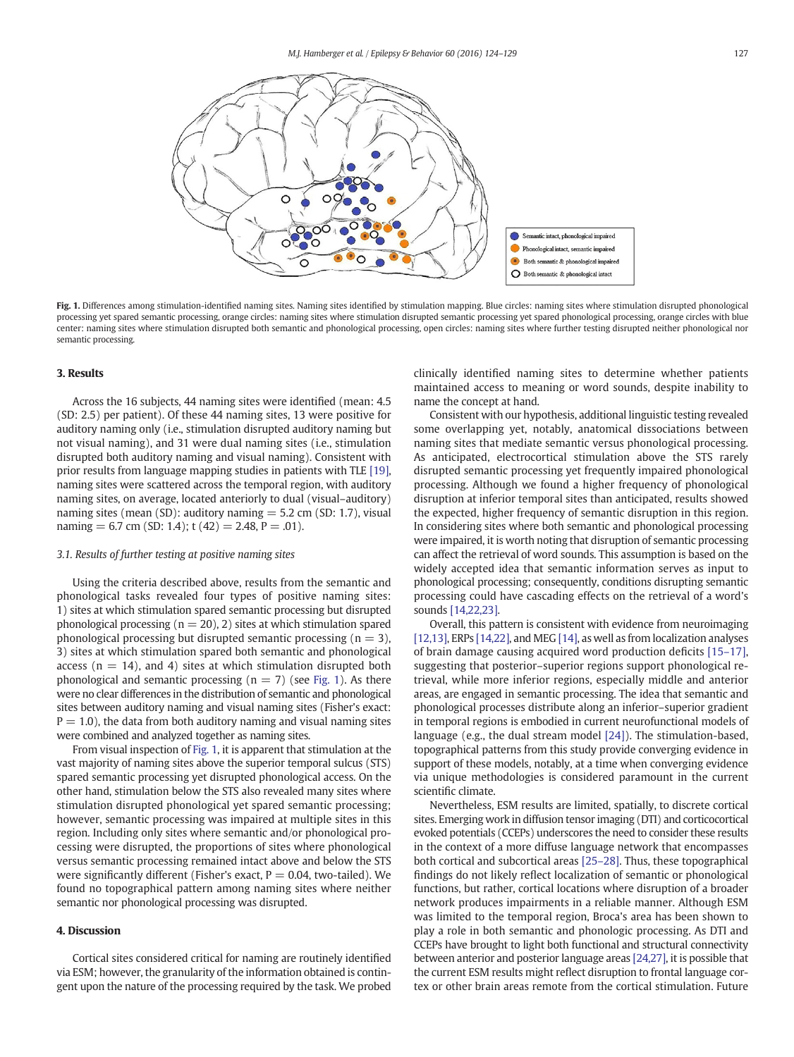Semantic intact, phonological impaired

Phonological intact, semantic impaired

Both semantic & phonological impaired

Both semantic & phonological intact

**Fig. 1.** Differences among stimulation-identified naming sites. Naming sites identified by stimulation mapping. Blue circles: naming sites where stimulation disrupted phonological processing yet spared semantic processing, orange circles: naming sites where stimulation disrupted semantic processing yet spared phonological processing, orange circles with blue center: naming sites where stimulation disrupted both semantic and phonological processing, open circles: naming sites where further testing disrupted neither phonological nor semantic processing.

## 3. Results

Across the 16 subjects, 44 naming sites were identified (mean: 4.5 (SD: 2.5) per patient). Of these 44 naming sites, 13 were positive for auditory naming only (i.e., stimulation disrupted auditory naming but not visual naming), and 31 were dual naming sites (i.e., stimulation disrupted both auditory naming and visual naming). Consistent with prior results from language mapping studies in patients with TLE [19], naming sites were scattered across the temporal region, with auditory naming sites, on average, located anteriorly to dual (visual–auditory) naming sites (mean (SD): auditory naming = 5.2 cm (SD: 1.7), visual naming = 6.7 cm (SD: 1.4); $t(42) = 2.48$, $P = .01$).

### 3.1. Results of further testing at positive naming sites

Using the criteria described above, results from the semantic and phonological tasks revealed four types of positive naming sites: 1) sites at which stimulation spared semantic processing but disrupted phonological processing ($n = 20$), 2) sites at which stimulation spared phonological processing but disrupted semantic processing ($n = 3$), 3) sites at which stimulation spared both semantic and phonological access ($n = 14$), and 4) sites at which stimulation disrupted both phonological and semantic processing ($n = 7$) (see Fig. 1). As there were no clear differences in the distribution of semantic and phonological sites between auditory naming and visual naming sites (Fisher's exact: $P = 1.0$), the data from both auditory naming and visual naming sites were combined and analyzed together as naming sites.

From visual inspection of Fig. 1, it is apparent that stimulation at the vast majority of naming sites above the superior temporal sulcus (STS) spared semantic processing yet disrupted phonological access. On the other hand, stimulation below the STS also revealed many sites where stimulation disrupted phonological yet spared semantic processing; however, semantic processing was impaired at multiple sites in this region. Including only sites where semantic and/or phonological processing were disrupted, the proportions of sites where phonological versus semantic processing remained intact above and below the STS were significantly different (Fisher's exact, $P = 0.04$, two-tailed). We found no topographical pattern among naming sites where neither semantic nor phonological processing was disrupted.

## 4. Discussion

Cortical sites considered critical for naming are routinely identified via ESM; however, the granularity of the information obtained is contingent upon the nature of the processing required by the task. We probed clinically identified naming sites to determine whether patients maintained access to meaning or word sounds, despite inability to name the concept at hand.

Consistent with our hypothesis, additional linguistic testing revealed some overlapping yet, notably, anatomical dissociations between naming sites that mediate semantic versus phonological processing. As anticipated, electrocortical stimulation above the STS rarely disrupted semantic processing yet frequently impaired phonological processing. Although we found a higher frequency of phonological disruption at inferior temporal sites than anticipated, results showed the expected, higher frequency of semantic disruption in this region. In considering sites where both semantic and phonological processing were impaired, it is worth noting that disruption of semantic processing can affect the retrieval of word sounds. This assumption is based on the widely accepted idea that semantic information serves as input to phonological processing; consequently, conditions disrupting semantic processing could have cascading effects on the retrieval of a word's sounds [14,22,23].

Overall, this pattern is consistent with evidence from neuroimaging [12,13], ERPs [14,22], and MEG [14], as well as from localization analyses of brain damage causing acquired word production deficits [15–17], suggesting that posterior–superior regions support phonological retrieval, while more inferior regions, especially middle and anterior areas, are engaged in semantic processing. The idea that semantic and phonological processes distribute along an inferior–superior gradient in temporal regions is embodied in current neurofunctional models of language (e.g., the dual stream model [24]). The stimulation-based, topographical patterns from this study provide converging evidence in support of these models, notably, at a time when converging evidence via unique methodologies is considered paramount in the current scientific climate.

Nevertheless, ESM results are limited, spatially, to discrete cortical sites. Emerging work in diffusion tensor imaging (DTI) and corticocortical evoked potentials (CCEPs) underscores the need to consider these results in the context of a more diffuse language network that encompasses both cortical and subcortical areas [25–28]. Thus, these topographical findings do not likely reflect localization of semantic or phonological functions, but rather, cortical locations where disruption of a broader network produces impairments in a reliable manner. Although ESM was limited to the temporal region, Broca's area has been shown to play a role in both semantic and phonologic processing. As DTI and CCEPs have brought to light both functional and structural connectivity between anterior and posterior language areas [24,27], it is possible that the current ESM results might reflect disruption to frontal language cortex or other brain areas remote from the cortical stimulation. Future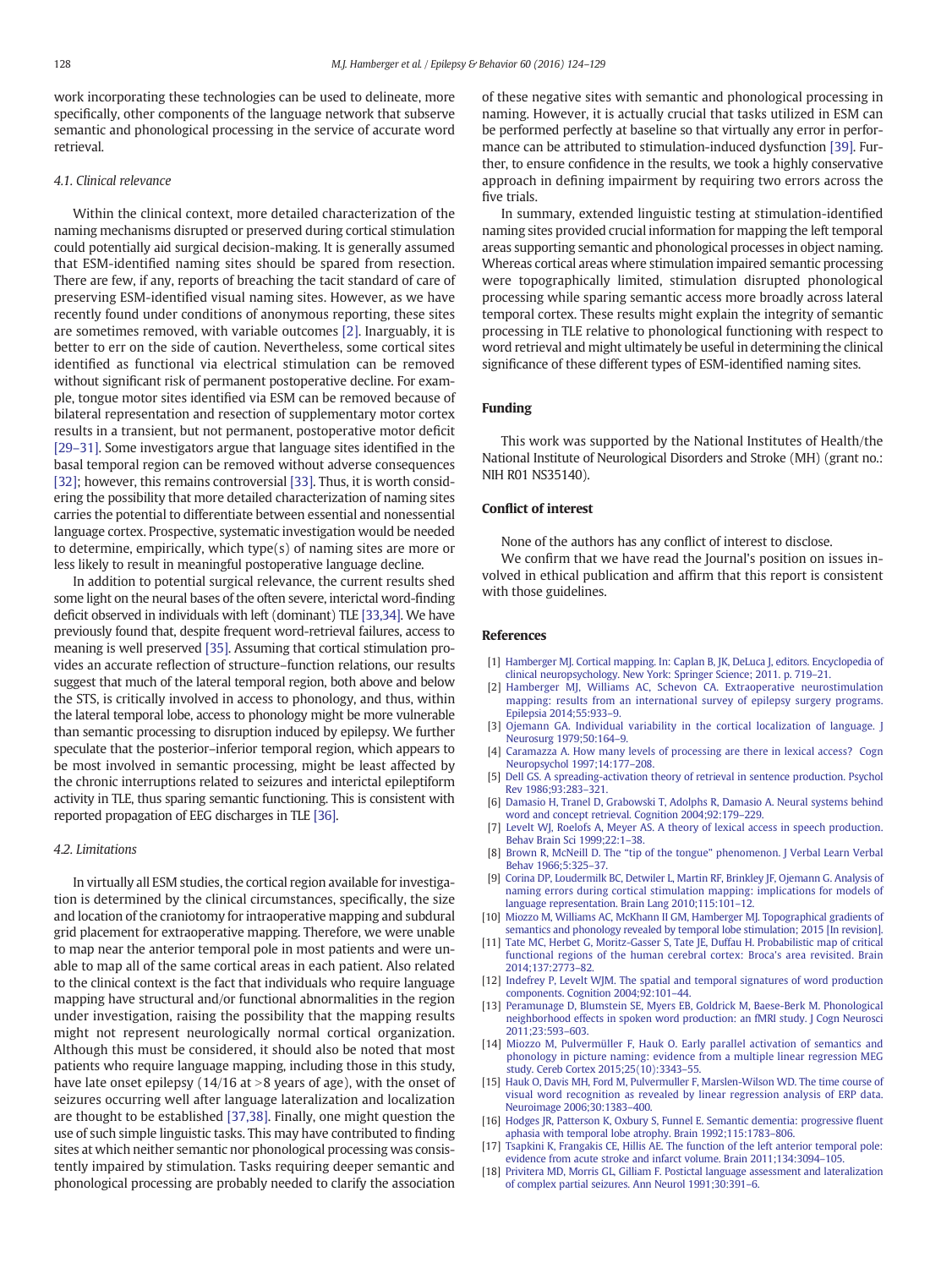work incorporating these technologies can be used to delineate, more specifically, other components of the language network that subserve semantic and phonological processing in the service of accurate word retrieval.

### 4.1. Clinical relevance

Within the clinical context, more detailed characterization of the naming mechanisms disrupted or preserved during cortical stimulation could potentially aid surgical decision-making. It is generally assumed that ESM-identified naming sites should be spared from resection. There are few, if any, reports of breaching the tacit standard of care of preserving ESM-identified visual naming sites. However, as we have recently found under conditions of anonymous reporting, these sites are sometimes removed, with variable outcomes [2]. Inarguably, it is better to err on the side of caution. Nevertheless, some cortical sites identified as functional via electrical stimulation can be removed without significant risk of permanent postoperative decline. For example, tongue motor sites identified via ESM can be removed because of bilateral representation and resection of supplementary motor cortex results in a transient, but not permanent, postoperative motor deficit [29–31]. Some investigators argue that language sites identified in the basal temporal region can be removed without adverse consequences [32]; however, this remains controversial [33]. Thus, it is worth considering the possibility that more detailed characterization of naming sites carries the potential to differentiate between essential and nonessential language cortex. Prospective, systematic investigation would be needed to determine, empirically, which type(s) of naming sites are more or less likely to result in meaningful postoperative language decline.

In addition to potential surgical relevance, the current results shed some light on the neural bases of the often severe, interictal word-finding deficit observed in individuals with left (dominant) TLE [33,34]. We have previously found that, despite frequent word-retrieval failures, access to meaning is well preserved [35]. Assuming that cortical stimulation provides an accurate reflection of structure–function relations, our results suggest that much of the lateral temporal region, both above and below the STS, is critically involved in access to phonology, and thus, within the lateral temporal lobe, access to phonology might be more vulnerable than semantic processing to disruption induced by epilepsy. We further speculate that the posterior–inferior temporal region, which appears to be most involved in semantic processing, might be least affected by the chronic interruptions related to seizures and interictal epileptiform activity in TLE, thus sparing semantic functioning. This is consistent with reported propagation of EEG discharges in TLE [36].

### 4.2. Limitations

In virtually all ESM studies, the cortical region available for investigation is determined by the clinical circumstances, specifically, the size and location of the craniotomy for intraoperative mapping and subdural grid placement for extraoperative mapping. Therefore, we were unable to map near the anterior temporal pole in most patients and were unable to map all of the same cortical areas in each patient. Also related to the clinical context is the fact that individuals who require language mapping have structural and/or functional abnormalities in the region under investigation, raising the possibility that the mapping results might not represent neurologically normal cortical organization. Although this must be considered, it should also be noted that most patients who require language mapping, including those in this study, have late onset epilepsy (14/16 at >8 years of age), with the onset of seizures occurring well after language lateralization and localization are thought to be established [37,38]. Finally, one might question the use of such simple linguistic tasks. This may have contributed to finding sites at which neither semantic nor phonological processing was consistently impaired by stimulation. Tasks requiring deeper semantic and phonological processing are probably needed to clarify the association of these negative sites with semantic and phonological processing in naming. However, it is actually crucial that tasks utilized in ESM can be performed perfectly at baseline so that virtually any error in performance can be attributed to stimulation-induced dysfunction [39]. Further, to ensure confidence in the results, we took a highly conservative approach in defining impairment by requiring two errors across the five trials.

In summary, extended linguistic testing at stimulation-identified naming sites provided crucial information for mapping the left temporal areas supporting semantic and phonological processes in object naming. Whereas cortical areas where stimulation impaired semantic processing were topographically limited, stimulation disrupted phonological processing while sparing semantic access more broadly across lateral temporal cortex. These results might explain the integrity of semantic processing in TLE relative to phonological functioning with respect to word retrieval and might ultimately be useful in determining the clinical significance of these different types of ESM-identified naming sites.

## Funding

This work was supported by the National Institutes of Health/the National Institute of Neurological Disorders and Stroke (MH) (grant no.: NIH R01 NS35140).

## Conflict of interest

None of the authors has any conflict of interest to disclose.

We confirm that we have read the Journal's position on issues involved in ethical publication and affirm that this report is consistent with those guidelines.

## References

[1] Hamberger MJ. Cortical mapping. In: Caplan B, JK, DeLuca J, editors. Encyclopedia of clinical neuropsychology. New York: Springer Science; 2011. p. 719–21.

[2] Hamberger MJ, Williams AC, Schevon CA. Extraoperative neurostimulation mapping: results from an international survey of epilepsy surgery programs. Epilepsia 2014;55:933–9.

[3] Ojemann GA. Individual variability in the cortical localization of language. J Neurosurg 1979;50:164–9.

[4] Caramazza A. How many levels of processing are there in lexical access? Cogn Neuropsychol 1997;14:177–208.

[5] Dell GS. A spreading-activation theory of retrieval in sentence production. Psychol Rev 1986;93:283–321.

[6] Damasio H, Tranel D, Grabowski T, Adolphs R, Damasio A. Neural systems behind word and concept retrieval. Cognition 2004;92:179–229.

[7] Levelt WJ, Roelofs A, Meyer AS. A theory of lexical access in speech production. Behav Brain Sci 1999;22:1–38.

[8] Brown R, McNeill D. The "tip of the tongue" phenomenon. J Verbal Learn Verbal Behav 1966;5:325–37.

[9] Corina DP, Loudermilk BC, Detwiler L, Martin RF, Brinkley JF, Ojemann G. Analysis of naming errors during cortical stimulation mapping: implications for models of language representation. Brain Lang 2010;115:101–12.

[10] Miozzo M, Williams AC, McKhann II GM, Hamberger MJ. Topographical gradients of semantics and phonology revealed by temporal lobe stimulation; 2015 [In revision].

[11] Tate MC, Herbet G, Moritz-Gasser S, Tate JE, Duffau H. Probabilistic map of critical functional regions of the human cerebral cortex: Broca's area revisited. Brain 2014;137:2773–82.

[12] Indefrey P, Levelt WJM. The spatial and temporal signatures of word production components. Cognition 2004;92:101–44.

[13] Peramunage D, Blumstein SE, Myers EB, Goldrick M, Baese-Berk M. Phonological neighborhood effects in spoken word production: an fMRI study. J Cogn Neurosci 2011;23:593–603.

[14] Miozzo M, Pulvermüller F, Hauk O. Early parallel activation of semantics and phonology in picture naming: evidence from a multiple linear regression MEG study. Cereb Cortex 2015;25(10):3343–55.

[15] Hauk O, Davis MH, Ford M, Pulvermuller F, Marslen-Wilson WD. The time course of visual word recognition as revealed by linear regression analysis of ERP data. Neuroimage 2006;30:1383–400.

[16] Hodges JR, Patterson K, Oxbury S, Funnel E. Semantic dementia: progressive fluent aphasia with temporal lobe atrophy. Brain 1992;115:1783–806.

[17] Tsapkini K, Frangakis CE, Hillis AE. The function of the left anterior temporal pole: evidence from acute stroke and infarct volume. Brain 2011;134:3094–105.

[18] Privitera MD, Morris GL, Gilliam F. Postictal language assessment and lateralization of complex partial seizures. Ann Neurol 1991;30:391–6.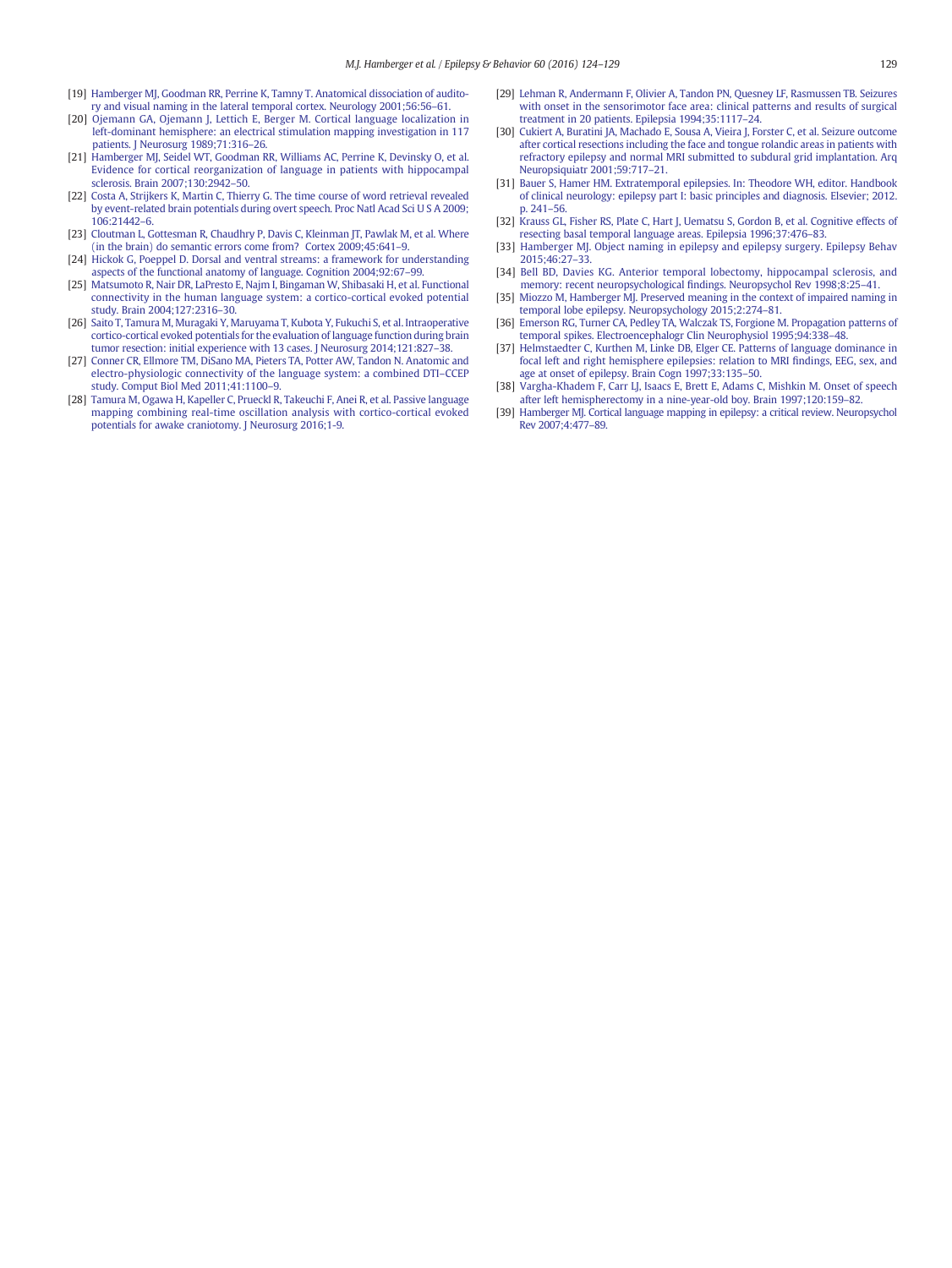[19] Hamberger MJ, Goodman RR, Perrine K, Tamny T. Anatomical dissociation of auditory and visual naming in the lateral temporal cortex. Neurology 2001;56:56–61.

[20] Ojemann GA, Ojemann J, Lettich E, Berger M. Cortical language localization in left-dominant hemisphere: an electrical stimulation mapping investigation in 117 patients. J Neurosurg 1989;71:316–26.

[21] Hamberger MJ, Seidel WT, Goodman RR, Williams AC, Perrine K, Devinsky O, et al. Evidence for cortical reorganization of language in patients with hippocampal sclerosis. Brain 2007;130:2942–50.

[22] Costa A, Strijkers K, Martin C, Thierry G. The time course of word retrieval revealed by event-related brain potentials during overt speech. Proc Natl Acad Sci U S A 2009; 106:21442–6.

[23] Cloutman L, Gottesman R, Chaudhry P, Davis C, Kleinman JT, Pawlak M, et al. Where (in the brain) do semantic errors come from? Cortex 2009;45:641–9.

[24] Hickok G, Poeppel D. Dorsal and ventral streams: a framework for understanding aspects of the functional anatomy of language. Cognition 2004;92:67–99.

[25] Matsumoto R, Nair DR, LaPresto E, Najm I, Bingaman W, Shibasaki H, et al. Functional connectivity in the human language system: a cortico-cortical evoked potential study. Brain 2004;127:2316–30.

[26] Saito T, Tamura M, Muragaki Y, Maruyama T, Kubota Y, Fukuchi S, et al. Intraoperative cortico-cortical evoked potentials for the evaluation of language function during brain tumor resection: initial experience with 13 cases. J Neurosurg 2014;121:827–38.

[27] Conner CR, Ellmore TM, DiSano MA, Pieters TA, Potter AW, Tandon N. Anatomic and electro-physiologic connectivity of the language system: a combined DTI–CCEP study. Comput Biol Med 2011;41:1100–9.

[28] Tamura M, Ogawa H, Kapeller C, Prueckl R, Takeuchi F, Anei R, et al. Passive language mapping combining real-time oscillation analysis with cortico-cortical evoked potentials for awake craniotomy. J Neurosurg 2016;1-9.

[29] Lehman R, Andermann F, Olivier A, Tandon PN, Quesney LF, Rasmussen TB. Seizures with onset in the sensorimotor face area: clinical patterns and results of surgical treatment in 20 patients. Epilepsia 1994;35:1117–24.

[30] Cukiert A, Buratini JA, Machado E, Sousa A, Vieira J, Forster C, et al. Seizure outcome after cortical resections including the face and tongue rolandic areas in patients with refractory epilepsy and normal MRI submitted to subdural grid implantation. Arq Neuropsiquiatr 2001;59:717–21.

[31] Bauer S, Hamer HM. Extratemporal epilepsies. In: Theodore WH, editor. Handbook of clinical neurology: epilepsy part I: basic principles and diagnosis. Elsevier; 2012. p. 241–56.

[32] Krauss GL, Fisher RS, Plate C, Hart J, Uematsu S, Gordon B, et al. Cognitive effects of resecting basal temporal language areas. Epilepsia 1996;37:476–83.

[33] Hamberger MJ. Object naming in epilepsy and epilepsy surgery. Epilepsy Behav 2015;46:27–33.

[34] Bell BD, Davies KG. Anterior temporal lobectomy, hippocampal sclerosis, and memory: recent neuropsychological findings. Neuropsychol Rev 1998;8:25–41.

[35] Miozzo M, Hamberger MJ. Preserved meaning in the context of impaired naming in temporal lobe epilepsy. Neuropsychology 2015;2:274–81.

[36] Emerson RG, Turner CA, Pedley TA, Walczak TS, Forgione M. Propagation patterns of temporal spikes. Electroencephalogr Clin Neurophysiol 1995;94:338–48.

[37] Helmstaedter C, Kurthen M, Linke DB, Elger CE. Patterns of language dominance in focal left and right hemisphere epilepsies: relation to MRI findings, EEG, sex, and age at onset of epilepsy. Brain Cogn 1997;33:135–50.

[38] Vargha-Khadem F, Carr LJ, Isaacs E, Brett E, Adams C, Mishkin M. Onset of speech after left hemispherectomy in a nine-year-old boy. Brain 1997;120:159–82.

[39] Hamberger MJ. Cortical language mapping in epilepsy: a critical review. Neuropsychol Rev 2007;4:477–89.